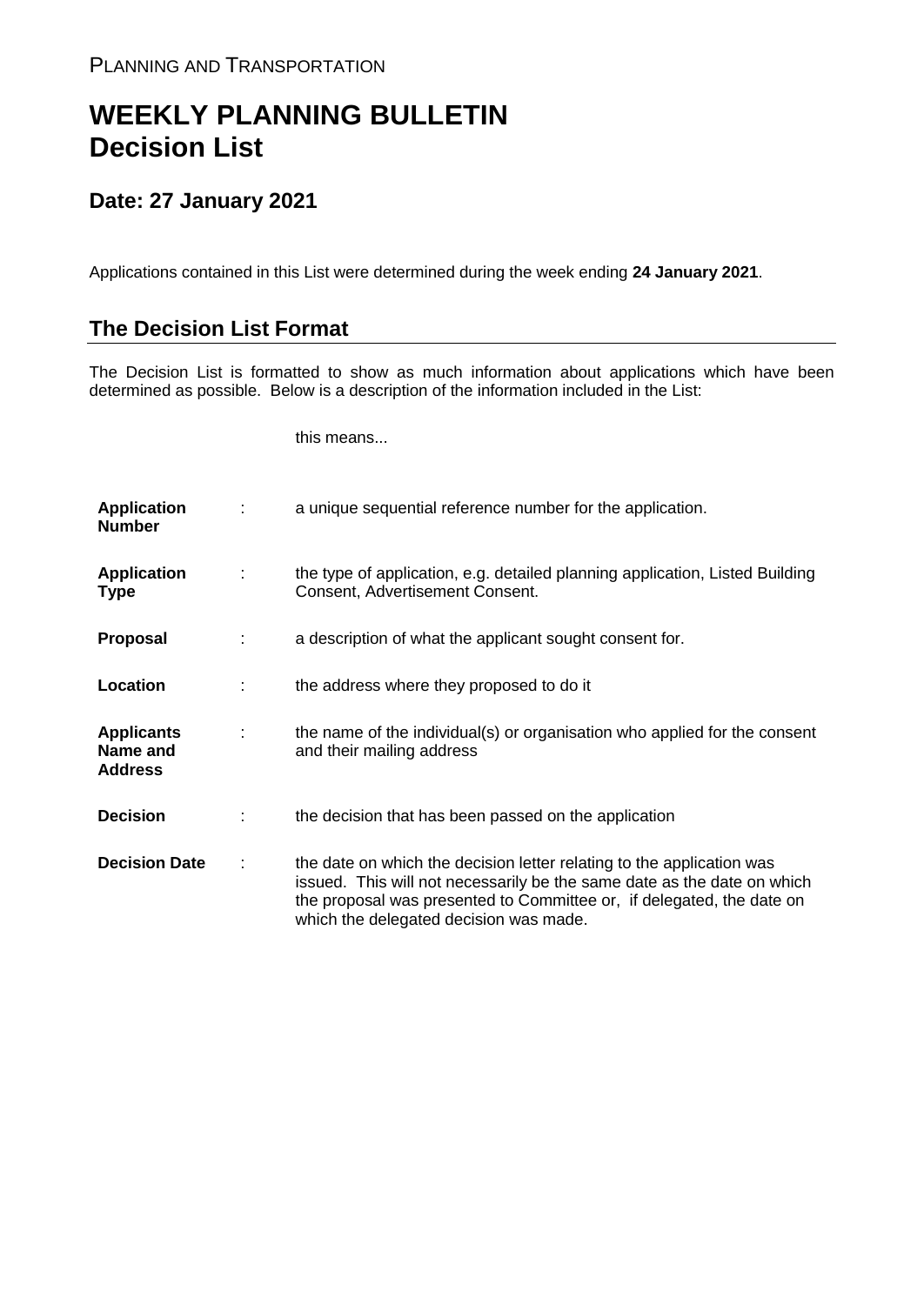PLANNING AND TRANSPORTATION

# WEEKLY PLANNING BULLETIN
# Decision List

## Date: 27 January 2021

Applications contained in this List were determined during the week ending **24 January 2021**.

## The Decision List Format

The Decision List is formatted to show as much information about applications which have been determined as possible. Below is a description of the information included in the List:

| | | this means... |
|---|---|---|
| **Application Number** | : | a unique sequential reference number for the application. |
| **Application Type** | : | the type of application, e.g. detailed planning application, Listed Building Consent, Advertisement Consent. |
| **Proposal** | : | a description of what the applicant sought consent for. |
| **Location** | : | the address where they proposed to do it |
| **Applicants Name and Address** | : | the name of the individual(s) or organisation who applied for the consent and their mailing address |
| **Decision** | : | the decision that has been passed on the application |
| **Decision Date** | : | the date on which the decision letter relating to the application was issued. This will not necessarily be the same date as the date on which the proposal was presented to Committee or, if delegated, the date on which the delegated decision was made. |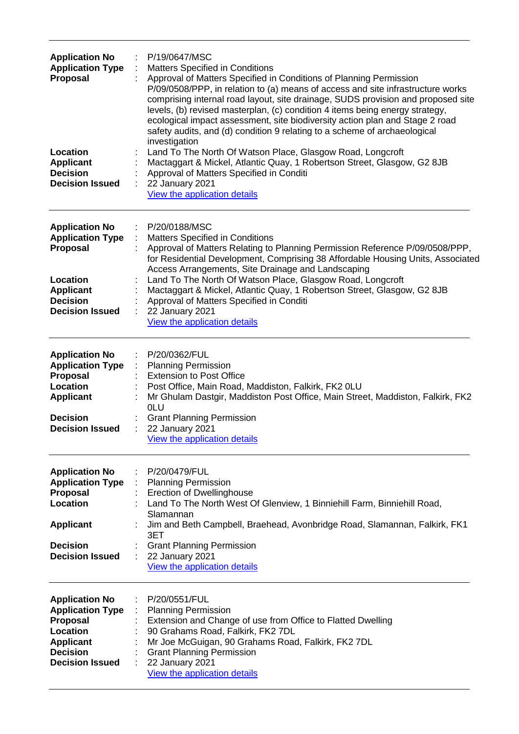---

| | | |
|---|---|---|
| **Application No** | : | P/19/0647/MSC |
| **Application Type** | : | Matters Specified in Conditions |
| **Proposal** | : | Approval of Matters Specified in Conditions of Planning Permission P/09/0508/PPP, in relation to (a) means of access and site infrastructure works comprising internal road layout, site drainage, SUDS provision and proposed site levels, (b) revised masterplan, (c) condition 4 items being energy strategy, ecological impact assessment, site biodiversity action plan and Stage 2 road safety audits, and (d) condition 9 relating to a scheme of archaeological investigation |
| **Location** | : | Land To The North Of Watson Place, Glasgow Road, Longcroft |
| **Applicant** | : | Mactaggart & Mickel, Atlantic Quay, 1 Robertson Street, Glasgow, G2 8JB |
| **Decision** | : | Approval of Matters Specified in Conditi |
| **Decision Issued** | : | 22 January 2021 |
| | | View the application details |

---

| | | |
|---|---|---|
| **Application No** | : | P/20/0188/MSC |
| **Application Type** | : | Matters Specified in Conditions |
| **Proposal** | : | Approval of Matters Relating to Planning Permission Reference P/09/0508/PPP, for Residential Development, Comprising 38 Affordable Housing Units, Associated Access Arrangements, Site Drainage and Landscaping |
| **Location** | : | Land To The North Of Watson Place, Glasgow Road, Longcroft |
| **Applicant** | : | Mactaggart & Mickel, Atlantic Quay, 1 Robertson Street, Glasgow, G2 8JB |
| **Decision** | : | Approval of Matters Specified in Conditi |
| **Decision Issued** | : | 22 January 2021 |
| | | View the application details |

---

| | | |
|---|---|---|
| **Application No** | : | P/20/0362/FUL |
| **Application Type** | : | Planning Permission |
| **Proposal** | : | Extension to Post Office |
| **Location** | : | Post Office, Main Road, Maddiston, Falkirk, FK2 0LU |
| **Applicant** | : | Mr Ghulam Dastgir, Maddiston Post Office, Main Street, Maddiston, Falkirk, FK2 0LU |
| **Decision** | : | Grant Planning Permission |
| **Decision Issued** | : | 22 January 2021 |
| | | View the application details |

---

| | | |
|---|---|---|
| **Application No** | : | P/20/0479/FUL |
| **Application Type** | : | Planning Permission |
| **Proposal** | : | Erection of Dwellinghouse |
| **Location** | : | Land To The North West Of Glenview, 1 Binniehill Farm, Binniehill Road, Slamannan |
| **Applicant** | : | Jim and Beth Campbell, Braehead, Avonbridge Road, Slamannan, Falkirk, FK1 3ET |
| **Decision** | : | Grant Planning Permission |
| **Decision Issued** | : | 22 January 2021 |
| | | View the application details |

---

| | | |
|---|---|---|
| **Application No** | : | P/20/0551/FUL |
| **Application Type** | : | Planning Permission |
| **Proposal** | : | Extension and Change of use from Office to Flatted Dwelling |
| **Location** | : | 90 Grahams Road, Falkirk, FK2 7DL |
| **Applicant** | : | Mr Joe McGuigan, 90 Grahams Road, Falkirk, FK2 7DL |
| **Decision** | : | Grant Planning Permission |
| **Decision Issued** | : | 22 January 2021 |
| | | View the application details |

---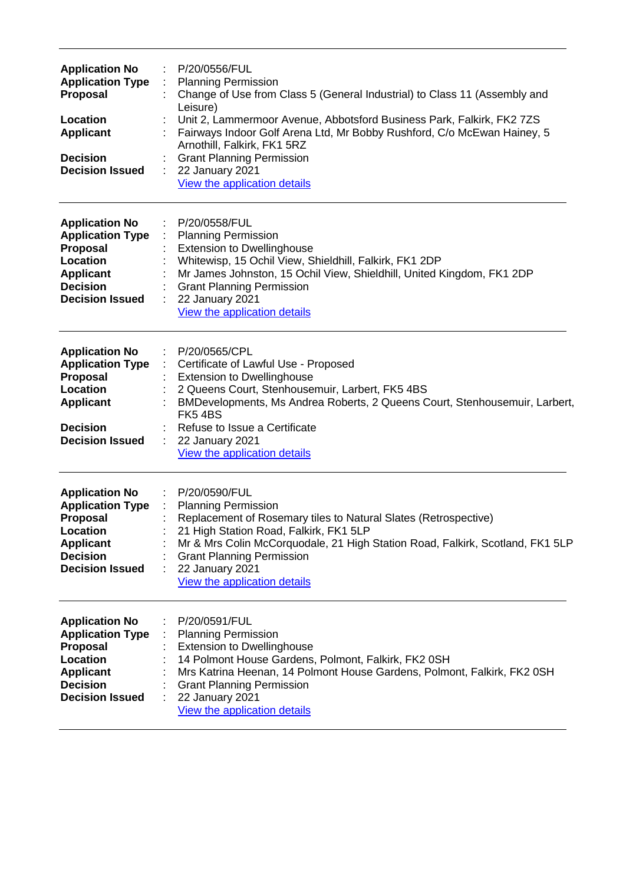---

| | | |
|---|---|---|
| **Application No** | : | P/20/0556/FUL |
| **Application Type** | : | Planning Permission |
| **Proposal** | : | Change of Use from Class 5 (General Industrial) to Class 11 (Assembly and Leisure) |
| **Location** | : | Unit 2, Lammermoor Avenue, Abbotsford Business Park, Falkirk, FK2 7ZS |
| **Applicant** | : | Fairways Indoor Golf Arena Ltd, Mr Bobby Rushford, C/o McEwan Hainey, 5 Arnothill, Falkirk, FK1 5RZ |
| **Decision** | : | Grant Planning Permission |
| **Decision Issued** | : | 22 January 2021 |
| | | View the application details |

---

| | | |
|---|---|---|
| **Application No** | : | P/20/0558/FUL |
| **Application Type** | : | Planning Permission |
| **Proposal** | : | Extension to Dwellinghouse |
| **Location** | : | Whitewisp, 15 Ochil View, Shieldhill, Falkirk, FK1 2DP |
| **Applicant** | : | Mr James Johnston, 15 Ochil View, Shieldhill, United Kingdom, FK1 2DP |
| **Decision** | : | Grant Planning Permission |
| **Decision Issued** | : | 22 January 2021 |
| | | View the application details |

---

| | | |
|---|---|---|
| **Application No** | : | P/20/0565/CPL |
| **Application Type** | : | Certificate of Lawful Use - Proposed |
| **Proposal** | : | Extension to Dwellinghouse |
| **Location** | : | 2 Queens Court, Stenhousemuir, Larbert, FK5 4BS |
| **Applicant** | : | BMDevelopments, Ms Andrea Roberts, 2 Queens Court, Stenhousemuir, Larbert, FK5 4BS |
| **Decision** | : | Refuse to Issue a Certificate |
| **Decision Issued** | : | 22 January 2021 |
| | | View the application details |

---

| | | |
|---|---|---|
| **Application No** | : | P/20/0590/FUL |
| **Application Type** | : | Planning Permission |
| **Proposal** | : | Replacement of Rosemary tiles to Natural Slates (Retrospective) |
| **Location** | : | 21 High Station Road, Falkirk, FK1 5LP |
| **Applicant** | : | Mr & Mrs Colin McCorquodale, 21 High Station Road, Falkirk, Scotland, FK1 5LP |
| **Decision** | : | Grant Planning Permission |
| **Decision Issued** | : | 22 January 2021 |
| | | View the application details |

---

| | | |
|---|---|---|
| **Application No** | : | P/20/0591/FUL |
| **Application Type** | : | Planning Permission |
| **Proposal** | : | Extension to Dwellinghouse |
| **Location** | : | 14 Polmont House Gardens, Polmont, Falkirk, FK2 0SH |
| **Applicant** | : | Mrs Katrina Heenan, 14 Polmont House Gardens, Polmont, Falkirk, FK2 0SH |
| **Decision** | : | Grant Planning Permission |
| **Decision Issued** | : | 22 January 2021 |
| | | View the application details |

---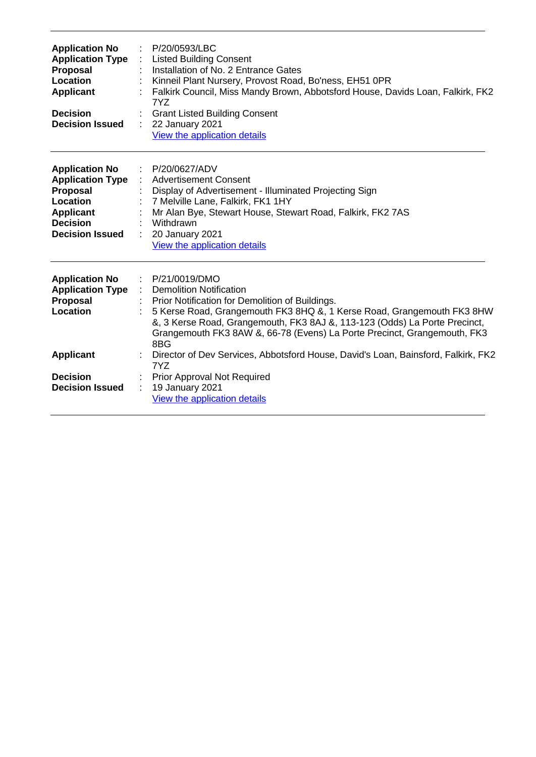---

| | | |
|---|---|---|
| **Application No** | : | P/20/0593/LBC |
| **Application Type** | : | Listed Building Consent |
| **Proposal** | : | Installation of No. 2 Entrance Gates |
| **Location** | : | Kinneil Plant Nursery, Provost Road, Bo'ness, EH51 0PR |
| **Applicant** | : | Falkirk Council, Miss Mandy Brown, Abbotsford House, Davids Loan, Falkirk, FK2 7YZ |
| **Decision** | : | Grant Listed Building Consent |
| **Decision Issued** | : | 22 January 2021 |
| | | View the application details |

---

| | | |
|---|---|---|
| **Application No** | : | P/20/0627/ADV |
| **Application Type** | : | Advertisement Consent |
| **Proposal** | : | Display of Advertisement - Illuminated Projecting Sign |
| **Location** | : | 7 Melville Lane, Falkirk, FK1 1HY |
| **Applicant** | : | Mr Alan Bye, Stewart House, Stewart Road, Falkirk, FK2 7AS |
| **Decision** | : | Withdrawn |
| **Decision Issued** | : | 20 January 2021 |
| | | View the application details |

---

| | | |
|---|---|---|
| **Application No** | : | P/21/0019/DMO |
| **Application Type** | : | Demolition Notification |
| **Proposal** | : | Prior Notification for Demolition of Buildings. |
| **Location** | : | 5 Kerse Road, Grangemouth FK3 8HQ &, 1 Kerse Road, Grangemouth FK3 8HW &, 3 Kerse Road, Grangemouth, FK3 8AJ &, 113-123 (Odds) La Porte Precinct, Grangemouth FK3 8AW &, 66-78 (Evens) La Porte Precinct, Grangemouth, FK3 8BG |
| **Applicant** | : | Director of Dev Services, Abbotsford House, David's Loan, Bainsford, Falkirk, FK2 7YZ |
| **Decision** | : | Prior Approval Not Required |
| **Decision Issued** | : | 19 January 2021 |
| | | View the application details |

---